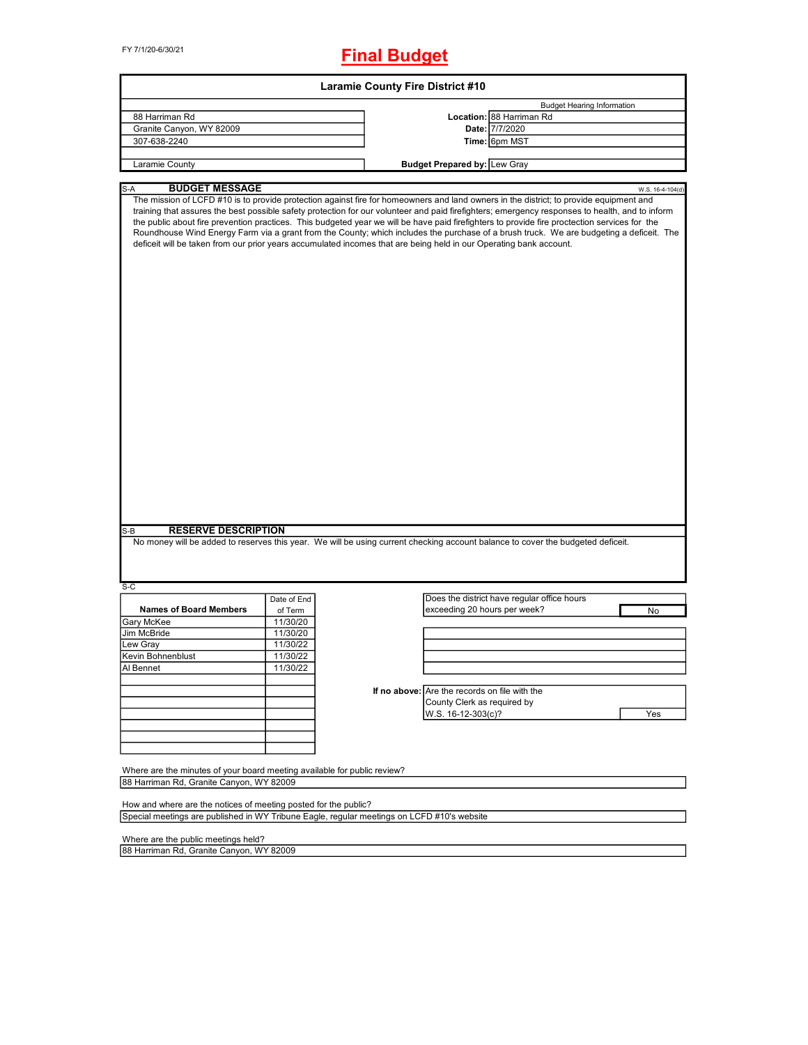FY 7/1/20-6/30/21

# Final Budget

## Laramie County Fire District #10

| | | |
|---|---|---|
| 88 Harriman Rd | | Budget Hearing Information |
| Granite Canyon, WY 82009 | **Location:** | 88 Harriman Rd |
| 307-638-2240 | **Date:** | 7/7/2020 |
| | **Time:** | 6pm MST |
| Laramie County | **Budget Prepared by:** | Lew Gray |

S-A **BUDGET MESSAGE** W.S. 16-4-104(d)

The mission of LCFD #10 is to provide protection against fire for homeowners and land owners in the district; to provide equipment and training that assures the best possible safety protection for our volunteer and paid firefighters; emergency responses to health, and to inform the public about fire prevention practices. This budgeted year we will be have paid firefighters to provide fire proctection services for the Roundhouse Wind Energy Farm via a grant from the County; which includes the purchase of a brush truck. We are budgeting a deficeit. The deficeit will be taken from our prior years accumulated incomes that are being held in our Operating bank account.

S-B **RESERVE DESCRIPTION**

No money will be added to reserves this year. We will be using current checking account balance to cover the budgeted deficeit.

S-C

| Names of Board Members | Date of End of Term |
|---|---|
| Gary McKee | 11/30/20 |
| Jim McBride | 11/30/20 |
| Lew Gray | 11/30/22 |
| Kevin Bohnenblust | 11/30/22 |
| Al Bennet | 11/30/22 |

| | |
|---|---|
| Does the district have regular office hours exceeding 20 hours per week? | No |
| **If no above:** Are the records on file with the County Clerk as required by W.S. 16-12-303(c)? | Yes |

Where are the minutes of your board meeting available for public review?
88 Harriman Rd, Granite Canyon, WY 82009

How and where are the notices of meeting posted for the public?
Special meetings are published in WY Tribune Eagle, regular meetings on LCFD #10's website

Where are the public meetings held?
88 Harriman Rd, Granite Canyon, WY 82009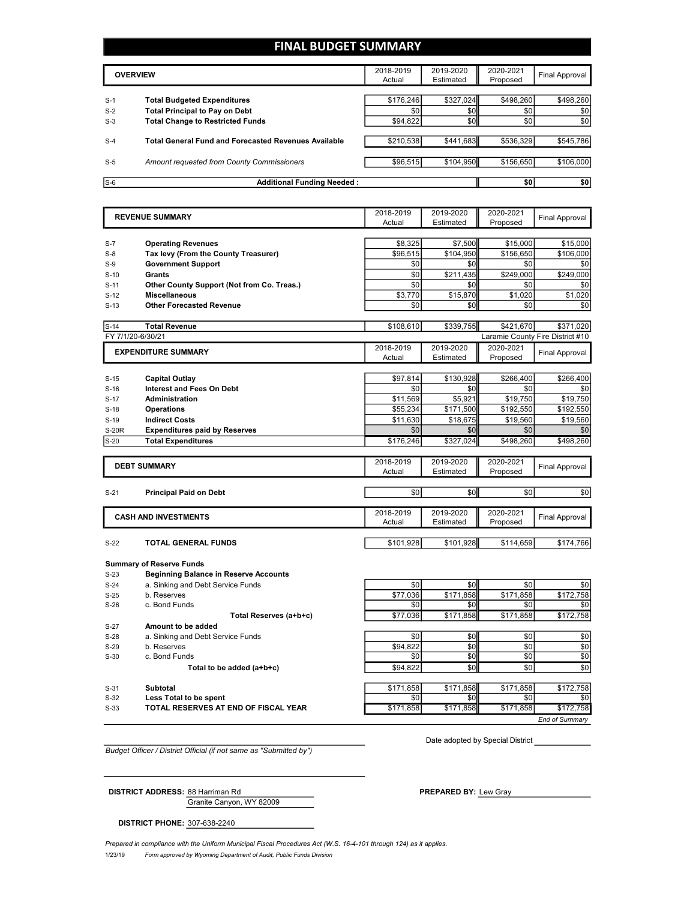# FINAL BUDGET SUMMARY

| | OVERVIEW | 2018-2019 Actual | 2019-2020 Estimated | 2020-2021 Proposed | Final Approval |
|---|---|---|---|---|---|
| S-1 | **Total Budgeted Expenditures** | $176,246 | $327,024 | $498,260 | $498,260 |
| S-2 | **Total Principal to Pay on Debt** | $0 | $0 | $0 | $0 |
| S-3 | **Total Change to Restricted Funds** | $94,822 | $0 | $0 | $0 |
| S-4 | **Total General Fund and Forecasted Revenues Available** | $210,538 | $441,683 | $536,329 | $545,786 |
| S-5 | *Amount requested from County Commissioners* | $96,515 | $104,950 | $156,650 | $106,000 |
| S-6 | **Additional Funding Needed :** | | | $0 | $0 |

| | REVENUE SUMMARY | 2018-2019 Actual | 2019-2020 Estimated | 2020-2021 Proposed | Final Approval |
|---|---|---|---|---|---|
| S-7 | **Operating Revenues** | $8,325 | $7,500 | $15,000 | $15,000 |
| S-8 | **Tax levy (From the County Treasurer)** | $96,515 | $104,950 | $156,650 | $106,000 |
| S-9 | **Government Support** | $0 | $0 | $0 | $0 |
| S-10 | **Grants** | $0 | $211,435 | $249,000 | $249,000 |
| S-11 | **Other County Support (Not from Co. Treas.)** | $0 | $0 | $0 | $0 |
| S-12 | **Miscellaneous** | $3,770 | $15,870 | $1,020 | $1,020 |
| S-13 | **Other Forecasted Revenue** | $0 | $0 | $0 | $0 |
| S-14 | **Total Revenue** | $108,610 | $339,755 | $421,670 | $371,020 |

FY 7/1/20-6/30/21 — Laramie County Fire District #10

| | EXPENDITURE SUMMARY | 2018-2019 Actual | 2019-2020 Estimated | 2020-2021 Proposed | Final Approval |
|---|---|---|---|---|---|
| S-15 | **Capital Outlay** | $97,814 | $130,928 | $266,400 | $266,400 |
| S-16 | **Interest and Fees On Debt** | $0 | $0 | $0 | $0 |
| S-17 | **Administration** | $11,569 | $5,921 | $19,750 | $19,750 |
| S-18 | **Operations** | $55,234 | $171,500 | $192,550 | $192,550 |
| S-19 | **Indirect Costs** | $11,630 | $18,675 | $19,560 | $19,560 |
| S-20R | **Expenditures paid by Reserves** | $0 | $0 | $0 | $0 |
| S-20 | **Total Expenditures** | $176,246 | $327,024 | $498,260 | $498,260 |

| | DEBT SUMMARY | 2018-2019 Actual | 2019-2020 Estimated | 2020-2021 Proposed | Final Approval |
|---|---|---|---|---|---|
| S-21 | **Principal Paid on Debt** | $0 | $0 | $0 | $0 |

| | CASH AND INVESTMENTS | 2018-2019 Actual | 2019-2020 Estimated | 2020-2021 Proposed | Final Approval |
|---|---|---|---|---|---|
| S-22 | **TOTAL GENERAL FUNDS** | $101,928 | $101,928 | $114,659 | $174,766 |
| | **Summary of Reserve Funds** | | | | |
| S-23 | **Beginning Balance in Reserve Accounts** | | | | |
| S-24 | a. Sinking and Debt Service Funds | $0 | $0 | $0 | $0 |
| S-25 | b. Reserves | $77,036 | $171,858 | $171,858 | $172,758 |
| S-26 | c. Bond Funds | $0 | $0 | $0 | $0 |
| | **Total Reserves (a+b+c)** | $77,036 | $171,858 | $171,858 | $172,758 |
| S-27 | **Amount to be added** | | | | |
| S-28 | a. Sinking and Debt Service Funds | $0 | $0 | $0 | $0 |
| S-29 | b. Reserves | $94,822 | $0 | $0 | $0 |
| S-30 | c. Bond Funds | $0 | $0 | $0 | $0 |
| | **Total to be added (a+b+c)** | $94,822 | $0 | $0 | $0 |
| S-31 | **Subtotal** | $171,858 | $171,858 | $171,858 | $172,758 |
| S-32 | **Less Total to be spent** | $0 | $0 | $0 | $0 |
| S-33 | **TOTAL RESERVES AT END OF FISCAL YEAR** | $171,858 | $171,858 | $171,858 | $172,758 |

*End of Summary*

Date adopted by Special District ____________

*Budget Officer / District Official (if not same as "Submitted by")*

**DISTRICT ADDRESS:** 88 Harriman Rd
Granite Canyon, WY 82009

**PREPARED BY:** Lew Gray

**DISTRICT PHONE:** 307-638-2240

*Prepared in compliance with the Uniform Municipal Fiscal Procedures Act (W.S. 16-4-101 through 124) as it applies.*

1/23/19 *Form approved by Wyoming Department of Audit, Public Funds Division*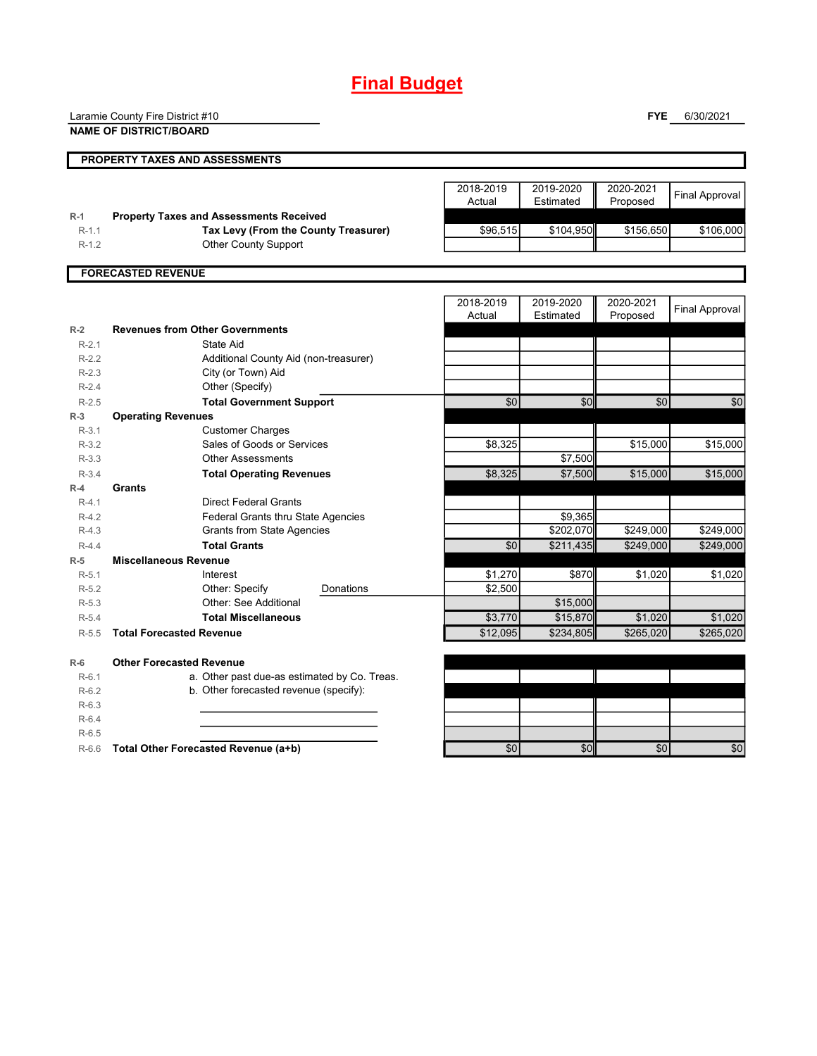# Final Budget

Laramie County Fire District #10
**NAME OF DISTRICT/BOARD**

**FYE** 6/30/2021

## PROPERTY TAXES AND ASSESSMENTS

| | | 2018-2019 Actual | 2019-2020 Estimated | 2020-2021 Proposed | Final Approval |
|---|---|---|---|---|---|
| R-1 | **Property Taxes and Assessments Received** | | | | |
| R-1.1 | **Tax Levy (From the County Treasurer)** | $96,515 | $104,950 | $156,650 | $106,000 |
| R-1.2 | Other County Support | | | | |

## FORECASTED REVENUE

| | | 2018-2019 Actual | 2019-2020 Estimated | 2020-2021 Proposed | Final Approval |
|---|---|---|---|---|---|
| R-2 | **Revenues from Other Governments** | | | | |
| R-2.1 | State Aid | | | | |
| R-2.2 | Additional County Aid (non-treasurer) | | | | |
| R-2.3 | City (or Town) Aid | | | | |
| R-2.4 | Other (Specify) | | | | |
| R-2.5 | **Total Government Support** | $0 | $0 | $0 | $0 |
| R-3 | **Operating Revenues** | | | | |
| R-3.1 | Customer Charges | | | | |
| R-3.2 | Sales of Goods or Services | $8,325 | | $15,000 | $15,000 |
| R-3.3 | Other Assessments | | $7,500 | | |
| R-3.4 | **Total Operating Revenues** | $8,325 | $7,500 | $15,000 | $15,000 |
| R-4 | **Grants** | | | | |
| R-4.1 | Direct Federal Grants | | | | |
| R-4.2 | Federal Grants thru State Agencies | | $9,365 | | |
| R-4.3 | Grants from State Agencies | | $202,070 | $249,000 | $249,000 |
| R-4.4 | **Total Grants** | $0 | $211,435 | $249,000 | $249,000 |
| R-5 | **Miscellaneous Revenue** | | | | |
| R-5.1 | Interest | $1,270 | $870 | $1,020 | $1,020 |
| R-5.2 | Other: Specify Donations | $2,500 | | | |
| R-5.3 | Other: See Additional | | $15,000 | | |
| R-5.4 | **Total Miscellaneous** | $3,770 | $15,870 | $1,020 | $1,020 |
| R-5.5 | **Total Forecasted Revenue** | $12,095 | $234,805 | $265,020 | $265,020 |

| | | 2018-2019 Actual | 2019-2020 Estimated | 2020-2021 Proposed | Final Approval |
|---|---|---|---|---|---|
| R-6 | **Other Forecasted Revenue** | | | | |
| R-6.1 | a. Other past due-as estimated by Co. Treas. | | | | |
| R-6.2 | b. Other forecasted revenue (specify): | | | | |
| R-6.3 | | | | | |
| R-6.4 | | | | | |
| R-6.5 | | | | | |
| R-6.6 | **Total Other Forecasted Revenue (a+b)** | $0 | $0 | $0 | $0 |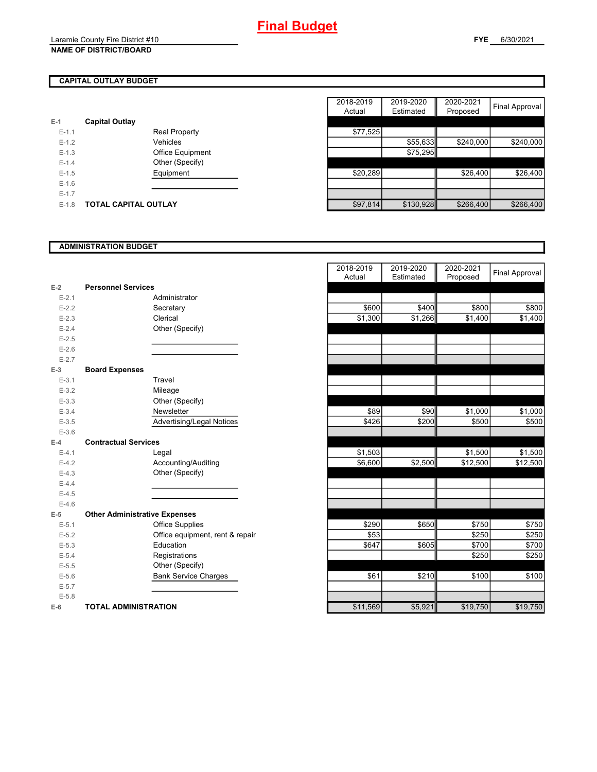# Final Budget

Laramie County Fire District #10
**NAME OF DISTRICT/BOARD**

**FYE** 6/30/2021

## CAPITAL OUTLAY BUDGET

| | | | 2018-2019 Actual | 2019-2020 Estimated | 2020-2021 Proposed | Final Approval |
|---|---|---|---|---|---|---|
| E-1 | **Capital Outlay** | | | | | |
| E-1.1 | | Real Property | $77,525 | | | |
| E-1.2 | | Vehicles | | $55,633 | $240,000 | $240,000 |
| E-1.3 | | Office Equipment | | $75,295 | | |
| E-1.4 | | Other (Specify) | | | | |
| E-1.5 | | Equipment | $20,289 | | $26,400 | $26,400 |
| E-1.6 | | | | | | |
| E-1.7 | | | | | | |
| E-1.8 | **TOTAL CAPITAL OUTLAY** | | $97,814 | $130,928 | $266,400 | $266,400 |

## ADMINISTRATION BUDGET

| | | | 2018-2019 Actual | 2019-2020 Estimated | 2020-2021 Proposed | Final Approval |
|---|---|---|---|---|---|---|
| E-2 | **Personnel Services** | | | | | |
| E-2.1 | | Administrator | | | | |
| E-2.2 | | Secretary | $600 | $400 | $800 | $800 |
| E-2.3 | | Clerical | $1,300 | $1,266 | $1,400 | $1,400 |
| E-2.4 | | Other (Specify) | | | | |
| E-2.5 | | | | | | |
| E-2.6 | | | | | | |
| E-2.7 | | | | | | |
| E-3 | **Board Expenses** | | | | | |
| E-3.1 | | Travel | | | | |
| E-3.2 | | Mileage | | | | |
| E-3.3 | | Other (Specify) | | | | |
| E-3.4 | | Newsletter | $89 | $90 | $1,000 | $1,000 |
| E-3.5 | | Advertising/Legal Notices | $426 | $200 | $500 | $500 |
| E-3.6 | | | | | | |
| E-4 | **Contractual Services** | | | | | |
| E-4.1 | | Legal | $1,503 | | $1,500 | $1,500 |
| E-4.2 | | Accounting/Auditing | $6,600 | $2,500 | $12,500 | $12,500 |
| E-4.3 | | Other (Specify) | | | | |
| E-4.4 | | | | | | |
| E-4.5 | | | | | | |
| E-4.6 | | | | | | |
| E-5 | **Other Administrative Expenses** | | | | | |
| E-5.1 | | Office Supplies | $290 | $650 | $750 | $750 |
| E-5.2 | | Office equipment, rent & repair | $53 | | $250 | $250 |
| E-5.3 | | Education | $647 | $605 | $700 | $700 |
| E-5.4 | | Registrations | | | $250 | $250 |
| E-5.5 | | Other (Specify) | | | | |
| E-5.6 | | Bank Service Charges | $61 | $210 | $100 | $100 |
| E-5.7 | | | | | | |
| E-5.8 | | | | | | |
| E-6 | **TOTAL ADMINISTRATION** | | $11,569 | $5,921 | $19,750 | $19,750 |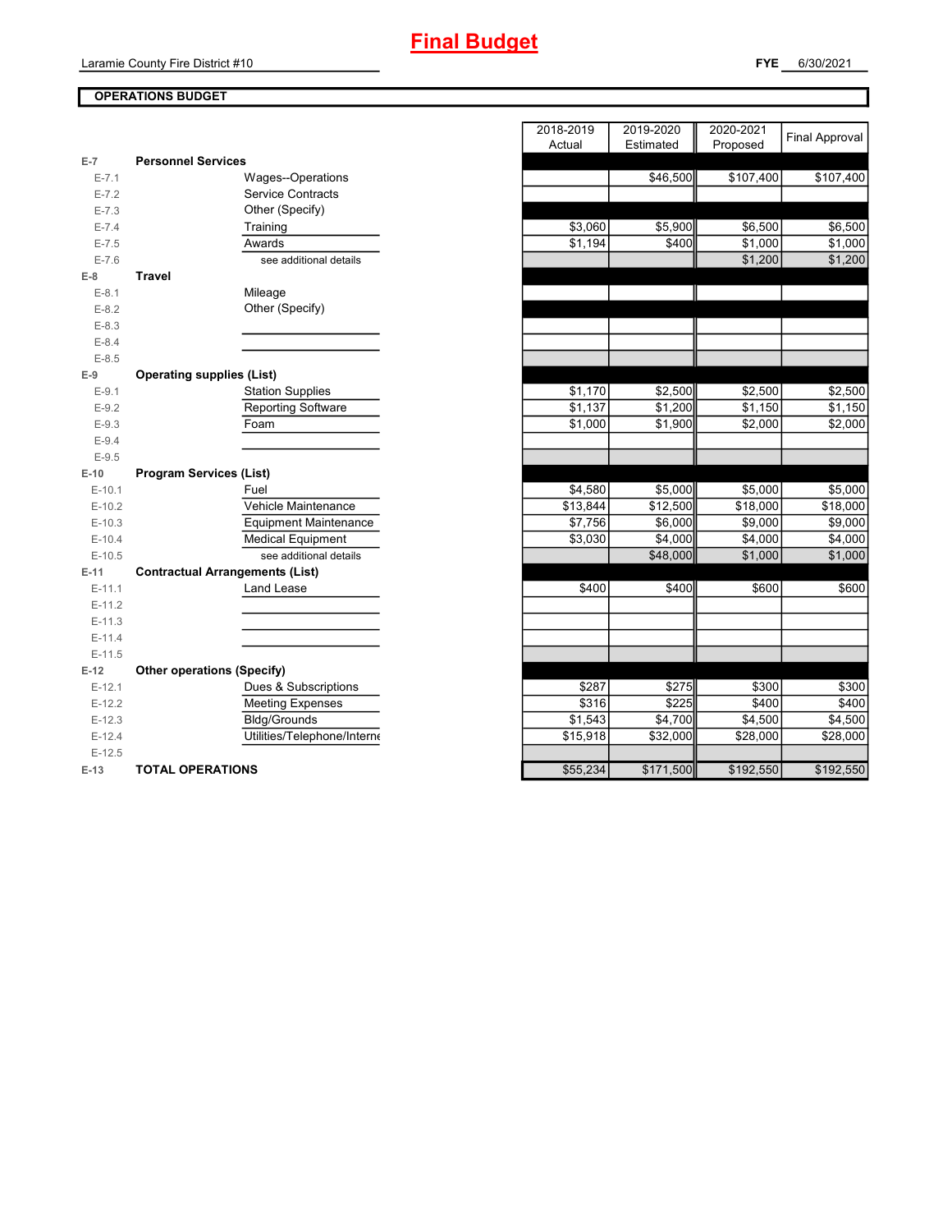# Final Budget

Laramie County Fire District #10

**FYE** 6/30/2021

## OPERATIONS BUDGET

| | | | 2018-2019 Actual | 2019-2020 Estimated | 2020-2021 Proposed | Final Approval |
|---|---|---|---|---|---|---|
| E-7 | **Personnel Services** | | | | | |
| E-7.1 | | Wages--Operations | | $46,500 | $107,400 | $107,400 |
| E-7.2 | | Service Contracts | | | | |
| E-7.3 | | Other (Specify) | | | | |
| E-7.4 | | Training | $3,060 | $5,900 | $6,500 | $6,500 |
| E-7.5 | | Awards | $1,194 | $400 | $1,000 | $1,000 |
| E-7.6 | | see additional details | | | $1,200 | $1,200 |
| E-8 | **Travel** | | | | | |
| E-8.1 | | Mileage | | | | |
| E-8.2 | | Other (Specify) | | | | |
| E-8.3 | | | | | | |
| E-8.4 | | | | | | |
| E-8.5 | | | | | | |
| E-9 | **Operating supplies (List)** | | | | | |
| E-9.1 | | Station Supplies | $1,170 | $2,500 | $2,500 | $2,500 |
| E-9.2 | | Reporting Software | $1,137 | $1,200 | $1,150 | $1,150 |
| E-9.3 | | Foam | $1,000 | $1,900 | $2,000 | $2,000 |
| E-9.4 | | | | | | |
| E-9.5 | | | | | | |
| E-10 | **Program Services (List)** | | | | | |
| E-10.1 | | Fuel | $4,580 | $5,000 | $5,000 | $5,000 |
| E-10.2 | | Vehicle Maintenance | $13,844 | $12,500 | $18,000 | $18,000 |
| E-10.3 | | Equipment Maintenance | $7,756 | $6,000 | $9,000 | $9,000 |
| E-10.4 | | Medical Equipment | $3,030 | $4,000 | $4,000 | $4,000 |
| E-10.5 | | see additional details | | $48,000 | $1,000 | $1,000 |
| E-11 | **Contractual Arrangements (List)** | | | | | |
| E-11.1 | | Land Lease | $400 | $400 | $600 | $600 |
| E-11.2 | | | | | | |
| E-11.3 | | | | | | |
| E-11.4 | | | | | | |
| E-11.5 | | | | | | |
| E-12 | **Other operations (Specify)** | | | | | |
| E-12.1 | | Dues & Subscriptions | $287 | $275 | $300 | $300 |
| E-12.2 | | Meeting Expenses | $316 | $225 | $400 | $400 |
| E-12.3 | | Bldg/Grounds | $1,543 | $4,700 | $4,500 | $4,500 |
| E-12.4 | | Utilities/Telephone/Interne | $15,918 | $32,000 | $28,000 | $28,000 |
| E-12.5 | | | | | | |
| E-13 | **TOTAL OPERATIONS** | | $55,234 | $171,500 | $192,550 | $192,550 |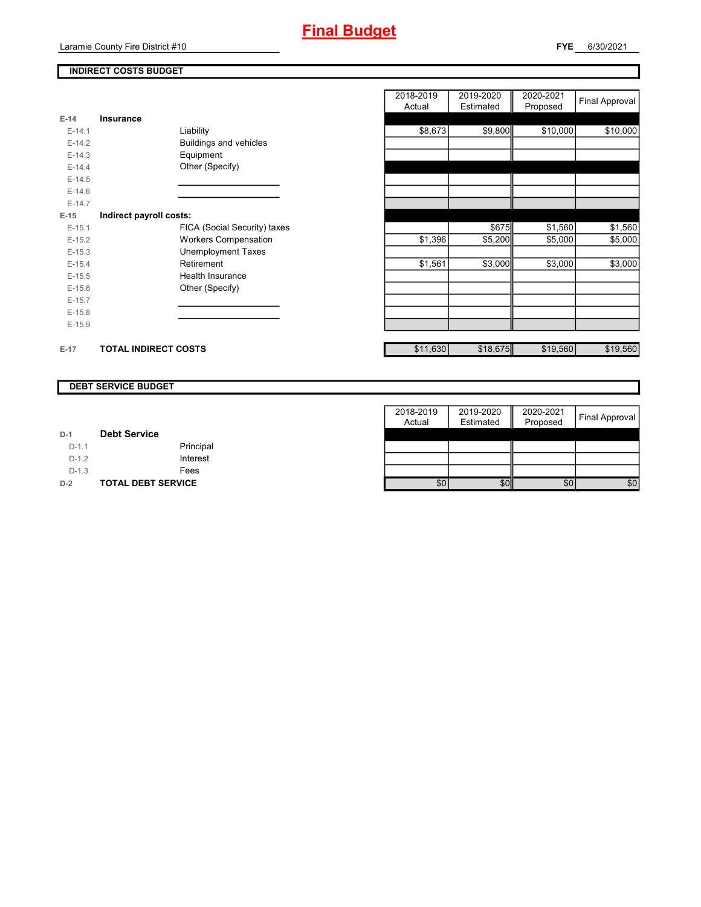# Final Budget

Laramie County Fire District #10

**FYE** 6/30/2021

## INDIRECT COSTS BUDGET

| | | | 2018-2019 Actual | 2019-2020 Estimated | 2020-2021 Proposed | Final Approval |
|---|---|---|---|---|---|---|
| E-14 | **Insurance** | | | | | |
| E-14.1 | | Liability | $8,673 | $9,800 | $10,000 | $10,000 |
| E-14.2 | | Buildings and vehicles | | | | |
| E-14.3 | | Equipment | | | | |
| E-14.4 | | Other (Specify) | | | | |
| E-14.5 | | | | | | |
| E-14.6 | | | | | | |
| E-14.7 | | | | | | |
| E-15 | **Indirect payroll costs:** | | | | | |
| E-15.1 | | FICA (Social Security) taxes | | $675 | $1,560 | $1,560 |
| E-15.2 | | Workers Compensation | $1,396 | $5,200 | $5,000 | $5,000 |
| E-15.3 | | Unemployment Taxes | | | | |
| E-15.4 | | Retirement | $1,561 | $3,000 | $3,000 | $3,000 |
| E-15.5 | | Health Insurance | | | | |
| E-15.6 | | Other (Specify) | | | | |
| E-15.7 | | | | | | |
| E-15.8 | | | | | | |
| E-15.9 | | | | | | |
| E-17 | **TOTAL INDIRECT COSTS** | | $11,630 | $18,675 | $19,560 | $19,560 |

## DEBT SERVICE BUDGET

| | | | 2018-2019 Actual | 2019-2020 Estimated | 2020-2021 Proposed | Final Approval |
|---|---|---|---|---|---|---|
| D-1 | **Debt Service** | | | | | |
| D-1.1 | | Principal | | | | |
| D-1.2 | | Interest | | | | |
| D-1.3 | | Fees | | | | |
| D-2 | **TOTAL DEBT SERVICE** | | $0 | $0 | $0 | $0 |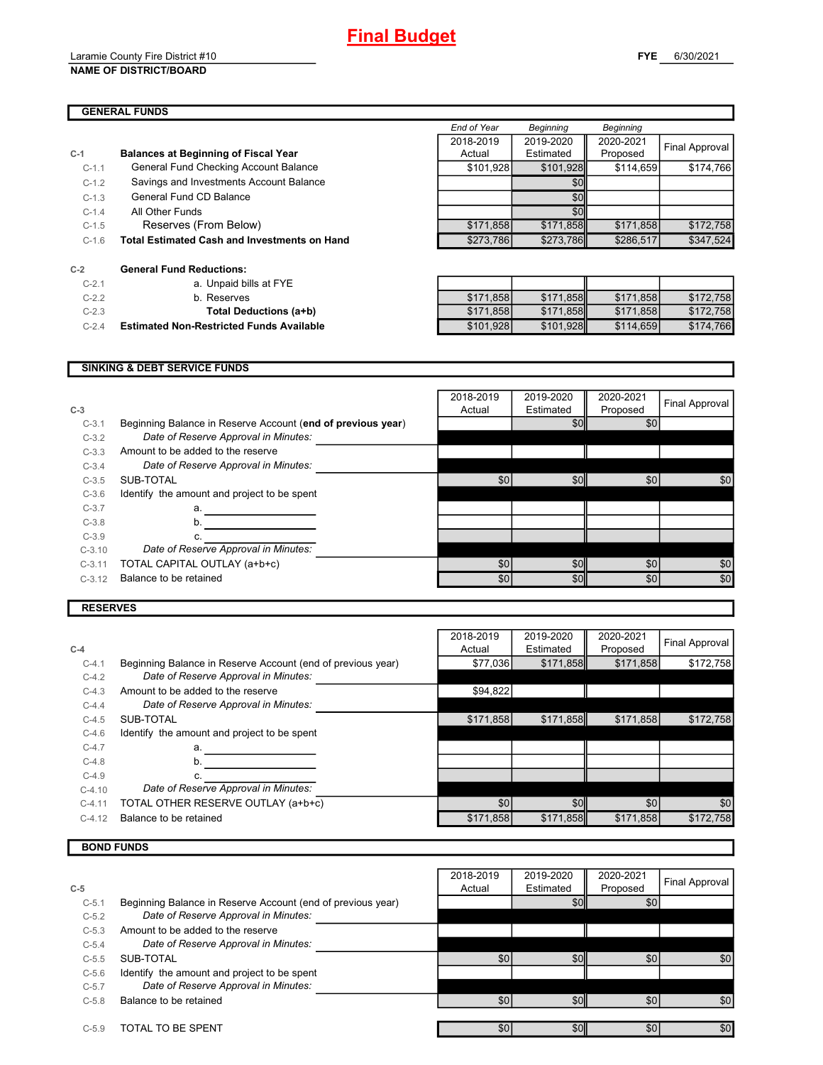# Final Budget

Laramie County Fire District #10

**NAME OF DISTRICT/BOARD**

**FYE** 6/30/2021

## GENERAL FUNDS

| | | *End of Year* 2018-2019 Actual | *Beginning* 2019-2020 Estimated | *Beginning* 2020-2021 Proposed | Final Approval |
|---|---|---|---|---|---|
| **C-1** | **Balances at Beginning of Fiscal Year** | | | | |
| C-1.1 | General Fund Checking Account Balance | $101,928 | $101,928 | $114,659 | $174,766 |
| C-1.2 | Savings and Investments Account Balance | | $0 | | |
| C-1.3 | General Fund CD Balance | | $0 | | |
| C-1.4 | All Other Funds | | $0 | | |
| C-1.5 | Reserves (From Below) | $171,858 | $171,858 | $171,858 | $172,758 |
| C-1.6 | **Total Estimated Cash and Investments on Hand** | $273,786 | $273,786 | $286,517 | $347,524 |
| **C-2** | **General Fund Reductions:** | | | | |
| C-2.1 | a. Unpaid bills at FYE | | | | |
| C-2.2 | b. Reserves | $171,858 | $171,858 | $171,858 | $172,758 |
| C-2.3 | **Total Deductions (a+b)** | $171,858 | $171,858 | $171,858 | $172,758 |
| C-2.4 | **Estimated Non-Restricted Funds Available** | $101,928 | $101,928 | $114,659 | $174,766 |

## SINKING & DEBT SERVICE FUNDS

| C-3 | | 2018-2019 Actual | 2019-2020 Estimated | 2020-2021 Proposed | Final Approval |
|---|---|---|---|---|---|
| C-3.1 | Beginning Balance in Reserve Account (**end of previous year**) | | $0 | $0 | |
| C-3.2 | *Date of Reserve Approval in Minutes:* | | | | |
| C-3.3 | Amount to be added to the reserve | | | | |
| C-3.4 | *Date of Reserve Approval in Minutes:* | | | | |
| C-3.5 | SUB-TOTAL | $0 | $0 | $0 | $0 |
| C-3.6 | Identify the amount and project to be spent | | | | |
| C-3.7 | a. | | | | |
| C-3.8 | b. | | | | |
| C-3.9 | c. | | | | |
| C-3.10 | *Date of Reserve Approval in Minutes:* | | | | |
| C-3.11 | TOTAL CAPITAL OUTLAY (a+b+c) | $0 | $0 | $0 | $0 |
| C-3.12 | Balance to be retained | $0 | $0 | $0 | $0 |

## RESERVES

| C-4 | | 2018-2019 Actual | 2019-2020 Estimated | 2020-2021 Proposed | Final Approval |
|---|---|---|---|---|---|
| C-4.1 | Beginning Balance in Reserve Account (end of previous year) | $77,036 | $171,858 | $171,858 | $172,758 |
| C-4.2 | *Date of Reserve Approval in Minutes:* | | | | |
| C-4.3 | Amount to be added to the reserve | $94,822 | | | |
| C-4.4 | *Date of Reserve Approval in Minutes:* | | | | |
| C-4.5 | SUB-TOTAL | $171,858 | $171,858 | $171,858 | $172,758 |
| C-4.6 | Identify the amount and project to be spent | | | | |
| C-4.7 | a. | | | | |
| C-4.8 | b. | | | | |
| C-4.9 | c. | | | | |
| C-4.10 | *Date of Reserve Approval in Minutes:* | | | | |
| C-4.11 | TOTAL OTHER RESERVE OUTLAY (a+b+c) | $0 | $0 | $0 | $0 |
| C-4.12 | Balance to be retained | $171,858 | $171,858 | $171,858 | $172,758 |

## BOND FUNDS

| C-5 | | 2018-2019 Actual | 2019-2020 Estimated | 2020-2021 Proposed | Final Approval |
|---|---|---|---|---|---|
| C-5.1 | Beginning Balance in Reserve Account (end of previous year) | | $0 | $0 | |
| C-5.2 | *Date of Reserve Approval in Minutes:* | | | | |
| C-5.3 | Amount to be added to the reserve | | | | |
| C-5.4 | *Date of Reserve Approval in Minutes:* | | | | |
| C-5.5 | SUB-TOTAL | $0 | $0 | $0 | $0 |
| C-5.6 | Identify the amount and project to be spent | | | | |
| C-5.7 | *Date of Reserve Approval in Minutes:* | | | | |
| C-5.8 | Balance to be retained | $0 | $0 | $0 | $0 |
| C-5.9 | TOTAL TO BE SPENT | $0 | $0 | $0 | $0 |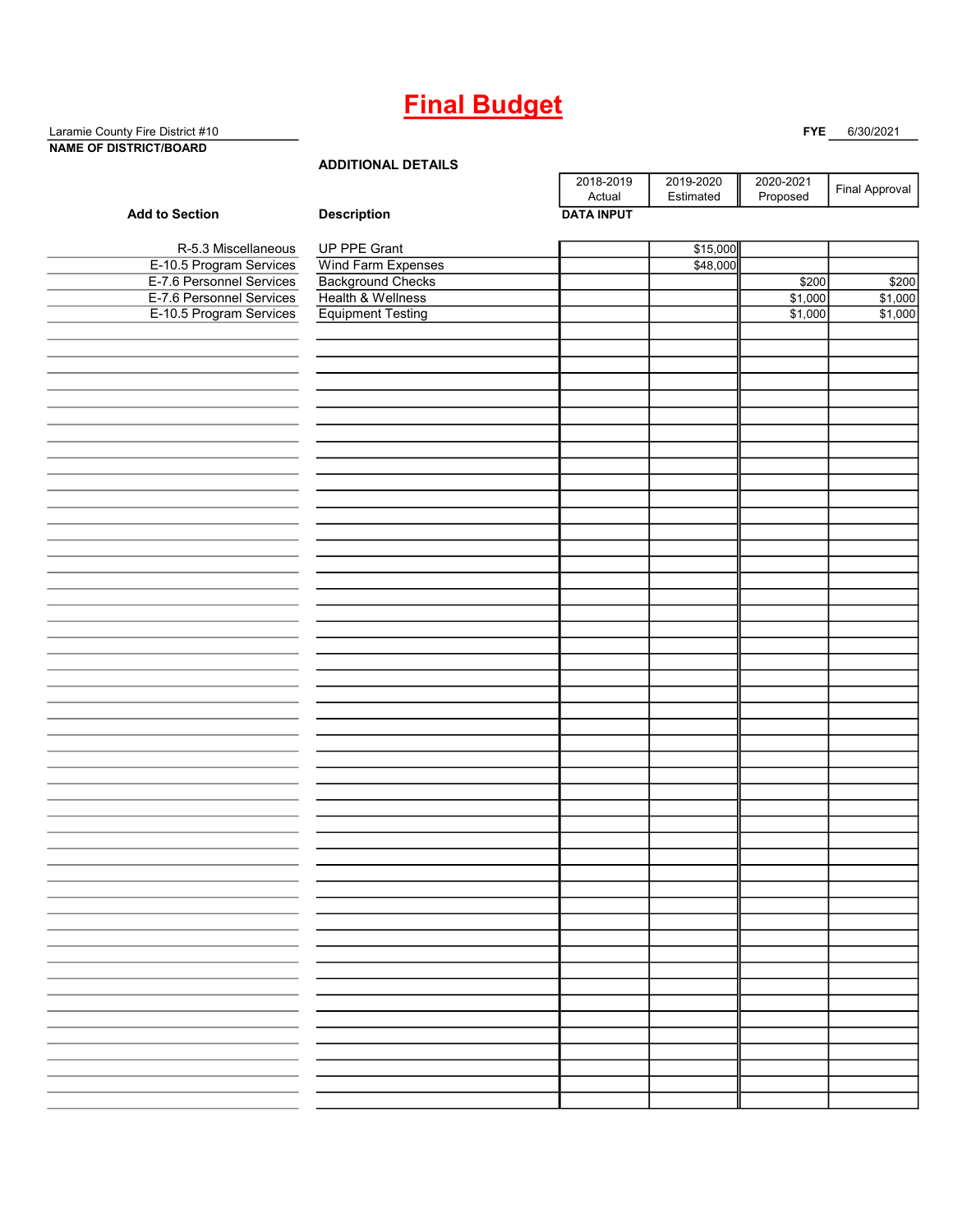# Final Budget

Laramie County Fire District #10
**NAME OF DISTRICT/BOARD**

**FYE** 6/30/2021

**ADDITIONAL DETAILS**

| **Add to Section** | **Description** | 2018-2019 Actual | 2019-2020 Estimated | 2020-2021 Proposed | Final Approval |
|---|---|---|---|---|---|
| | | **DATA INPUT** | | | |
| R-5.3 Miscellaneous | UP PPE Grant | | $15,000 | | |
| E-10.5 Program Services | Wind Farm Expenses | | $48,000 | | |
| E-7.6 Personnel Services | Background Checks | | | $200 | $200 |
| E-7.6 Personnel Services | Health & Wellness | | | $1,000 | $1,000 |
| E-10.5 Program Services | Equipment Testing | | | $1,000 | $1,000 |